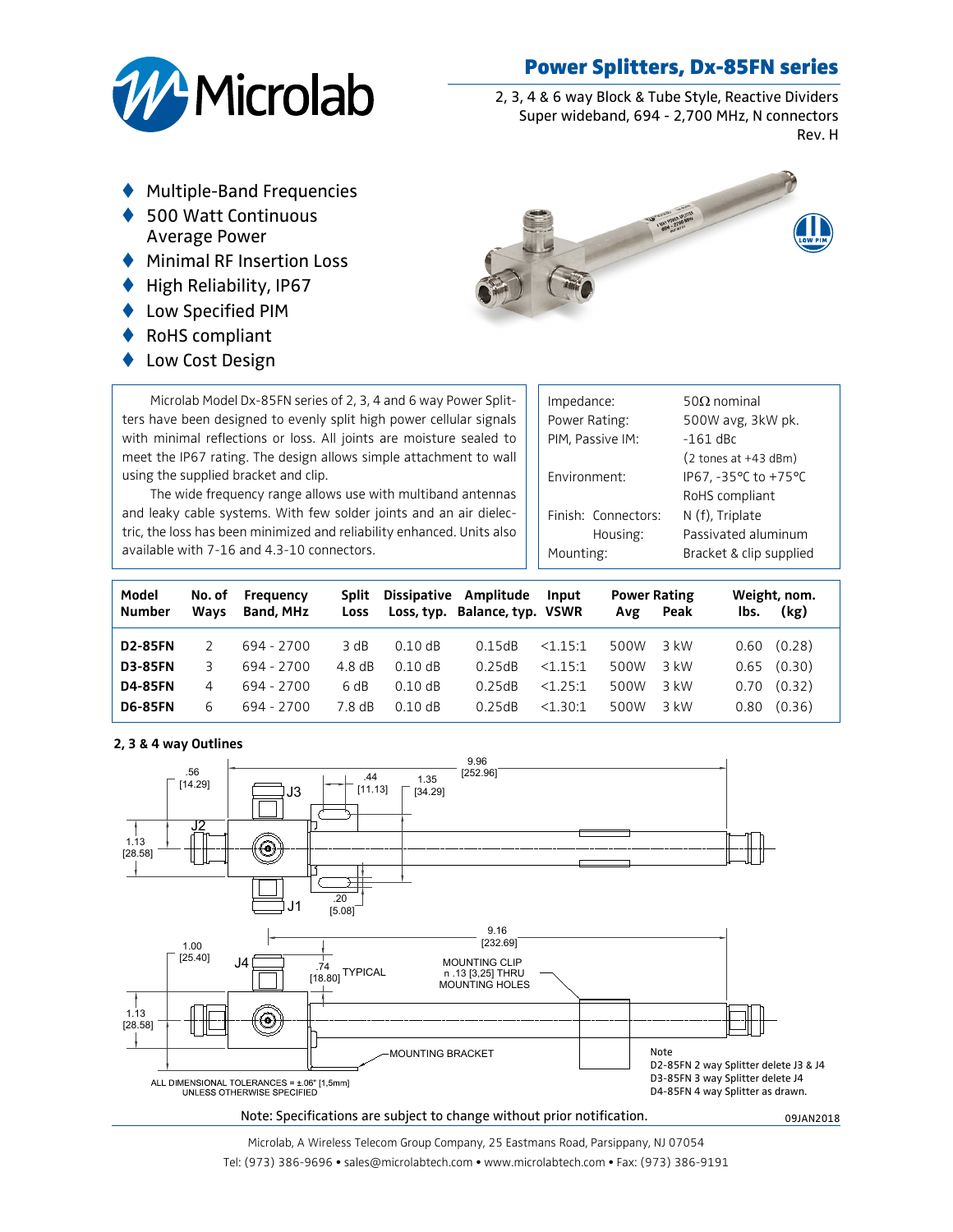# Power Splitters, Dx-85FN series

2, 3, 4 & 6 way Block & Tube Style, Reactive Dividers
Super wideband, 694 - 2,700 MHz, N connectors
Rev. H

- Multiple-Band Frequencies
- 500 Watt Continuous Average Power
- Minimal RF Insertion Loss
- High Reliability, IP67
- Low Specified PIM
- RoHS compliant
- Low Cost Design

Microlab Model Dx-85FN series of 2, 3, 4 and 6 way Power Splitters have been designed to evenly split high power cellular signals with minimal reflections or loss. All joints are moisture sealed to meet the IP67 rating. The design allows simple attachment to wall using the supplied bracket and clip.

The wide frequency range allows use with multiband antennas and leaky cable systems. With few solder joints and an air dielectric, the loss has been minimized and reliability enhanced. Units also available with 7-16 and 4.3-10 connectors.

| | |
|---|---|
| Impedance: | 50Ω nominal |
| Power Rating: | 500W avg, 3kW pk. |
| PIM, Passive IM: | -161 dBc (2 tones at +43 dBm) |
| Environment: | IP67, -35°C to +75°C RoHS compliant |
| Finish: Connectors: | N (f), Triplate |
| Housing: | Passivated aluminum |
| Mounting: | Bracket & clip supplied |

| Model Number | No. of Ways | Frequency Band, MHz | Split Loss | Dissipative Loss, typ. | Amplitude Balance, typ. | Input VSWR | Power Rating Avg | Power Rating Peak | Weight, nom. lbs. | Weight, nom. (kg) |
|---|---|---|---|---|---|---|---|---|---|---|
| **D2-85FN** | 2 | 694 - 2700 | 3 dB | 0.10 dB | 0.15dB | <1.15:1 | 500W | 3 kW | 0.60 | (0.28) |
| **D3-85FN** | 3 | 694 - 2700 | 4.8 dB | 0.10 dB | 0.25dB | <1.15:1 | 500W | 3 kW | 0.65 | (0.30) |
| **D4-85FN** | 4 | 694 - 2700 | 6 dB | 0.10 dB | 0.25dB | <1.25:1 | 500W | 3 kW | 0.70 | (0.32) |
| **D6-85FN** | 6 | 694 - 2700 | 7.8 dB | 0.10 dB | 0.25dB | <1.30:1 | 500W | 3 kW | 0.80 | (0.36) |

**2, 3 & 4 way Outlines**

.56 [14.29] — 9.96 [252.96] — .44 [11.13] — 1.35 [34.29] — 1.13 [28.58] — .20 [5.08] — J1, J2, J3

1.00 [25.40] — 9.16 [232.69] — .74 [18.80] TYPICAL — 1.13 [28.58] — J4

MOUNTING CLIP n .13 [3,25] THRU MOUNTING HOLES

MOUNTING BRACKET

ALL DIMENSIONAL TOLERANCES = ±.06" [1,5mm] UNLESS OTHERWISE SPECIFIED

Note
D2-85FN 2 way Splitter delete J3 & J4
D3-85FN 3 way Splitter delete J4
D4-85FN 4 way Splitter as drawn.

Note: Specifications are subject to change without prior notification.

09JAN2018

Microlab, A Wireless Telecom Group Company, 25 Eastmans Road, Parsippany, NJ 07054
Tel: (973) 386-9696 • sales@microlabtech.com • www.microlabtech.com • Fax: (973) 386-9191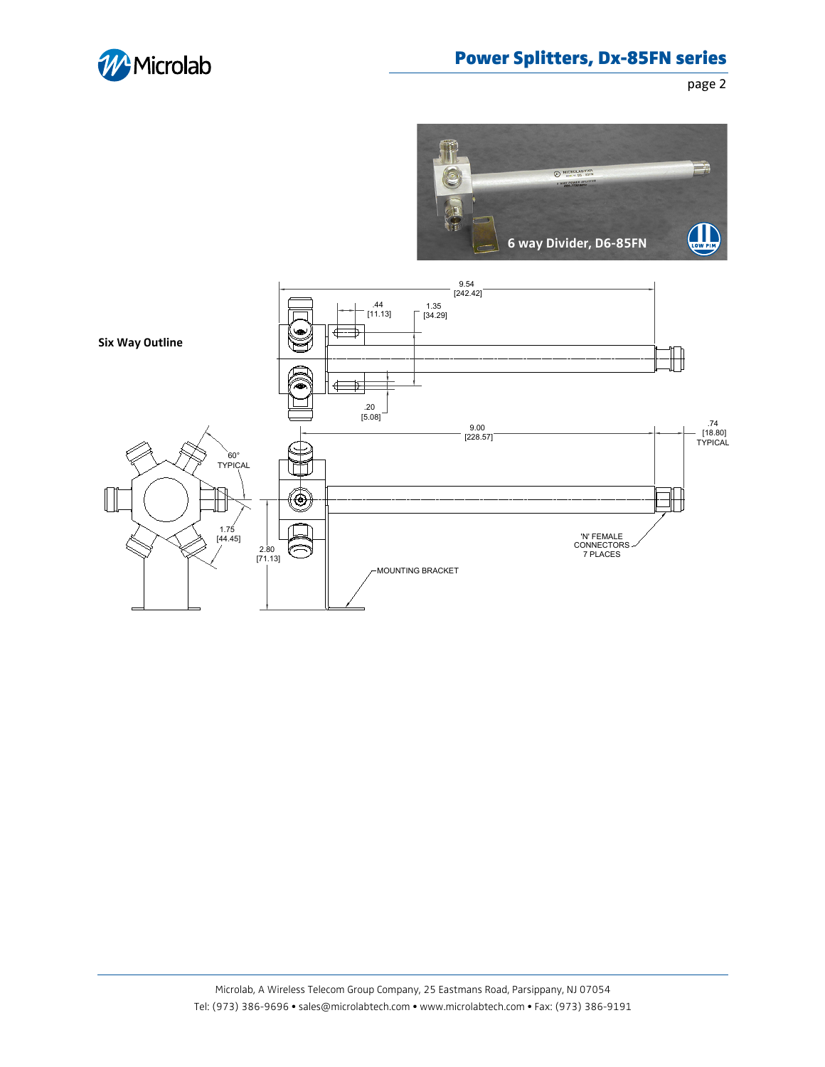6 way Divider, D6-85FN

## Six Way Outline

9.54
[242.42]

.44
[11.13]

1.35
[34.29]

.20
[5.08]

9.00
[228.57]

.74
[18.80]
TYPICAL

60°
TYPICAL

1.75
[44.45]

2.80
[71.13]

'N' FEMALE
CONNECTORS
7 PLACES

MOUNTING BRACKET

Microlab, A Wireless Telecom Group Company, 25 Eastmans Road, Parsippany, NJ 07054
Tel: (973) 386-9696 • sales@microlabtech.com • www.microlabtech.com • Fax: (973) 386-9191